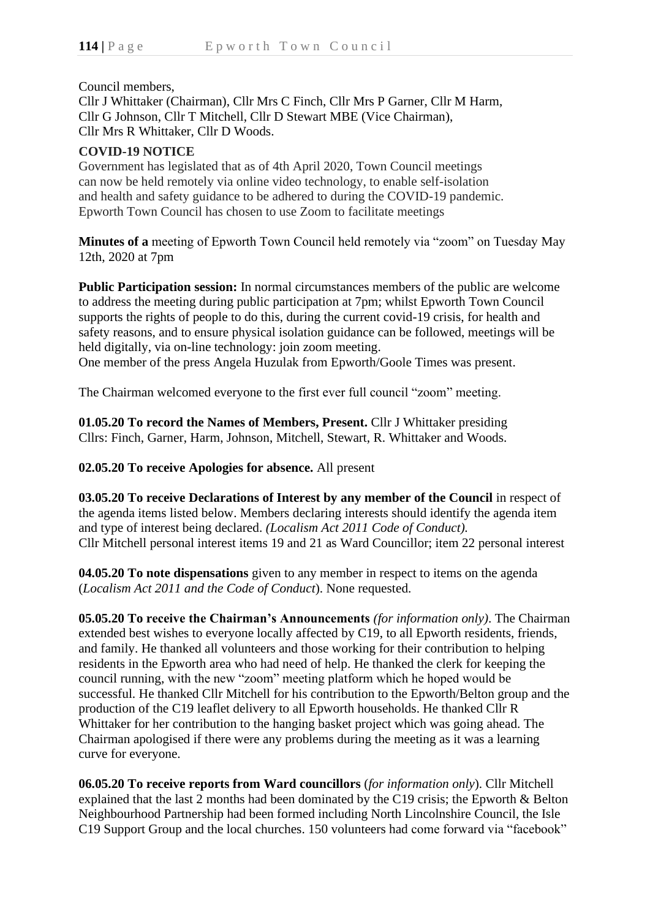Council members,
Cllr J Whittaker (Chairman), Cllr Mrs C Finch, Cllr Mrs P Garner, Cllr M Harm, Cllr G Johnson, Cllr T Mitchell, Cllr D Stewart MBE (Vice Chairman), Cllr Mrs R Whittaker, Cllr D Woods.

**COVID-19 NOTICE**

Government has legislated that as of 4th April 2020, Town Council meetings can now be held remotely via online video technology, to enable self-isolation and health and safety guidance to be adhered to during the COVID-19 pandemic. Epworth Town Council has chosen to use Zoom to facilitate meetings

**Minutes of a** meeting of Epworth Town Council held remotely via "zoom" on Tuesday May 12th, 2020 at 7pm

**Public Participation session:** In normal circumstances members of the public are welcome to address the meeting during public participation at 7pm; whilst Epworth Town Council supports the rights of people to do this, during the current covid-19 crisis, for health and safety reasons, and to ensure physical isolation guidance can be followed, meetings will be held digitally, via on-line technology: join zoom meeting.
One member of the press Angela Huzulak from Epworth/Goole Times was present.

The Chairman welcomed everyone to the first ever full council "zoom" meeting.

**01.05.20 To record the Names of Members, Present.** Cllr J Whittaker presiding
Cllrs: Finch, Garner, Harm, Johnson, Mitchell, Stewart, R. Whittaker and Woods.

**02.05.20 To receive Apologies for absence.** All present

**03.05.20 To receive Declarations of Interest by any member of the Council** in respect of the agenda items listed below. Members declaring interests should identify the agenda item and type of interest being declared. *(Localism Act 2011 Code of Conduct).*
Cllr Mitchell personal interest items 19 and 21 as Ward Councillor; item 22 personal interest

**04.05.20 To note dispensations** given to any member in respect to items on the agenda (*Localism Act 2011 and the Code of Conduct*). None requested.

**05.05.20 To receive the Chairman's Announcements** *(for information only)*. The Chairman extended best wishes to everyone locally affected by C19, to all Epworth residents, friends, and family. He thanked all volunteers and those working for their contribution to helping residents in the Epworth area who had need of help. He thanked the clerk for keeping the council running, with the new "zoom" meeting platform which he hoped would be successful. He thanked Cllr Mitchell for his contribution to the Epworth/Belton group and the production of the C19 leaflet delivery to all Epworth households. He thanked Cllr R Whittaker for her contribution to the hanging basket project which was going ahead. The Chairman apologised if there were any problems during the meeting as it was a learning curve for everyone.

**06.05.20 To receive reports from Ward councillors** (*for information only*). Cllr Mitchell explained that the last 2 months had been dominated by the C19 crisis; the Epworth & Belton Neighbourhood Partnership had been formed including North Lincolnshire Council, the Isle C19 Support Group and the local churches. 150 volunteers had come forward via "facebook"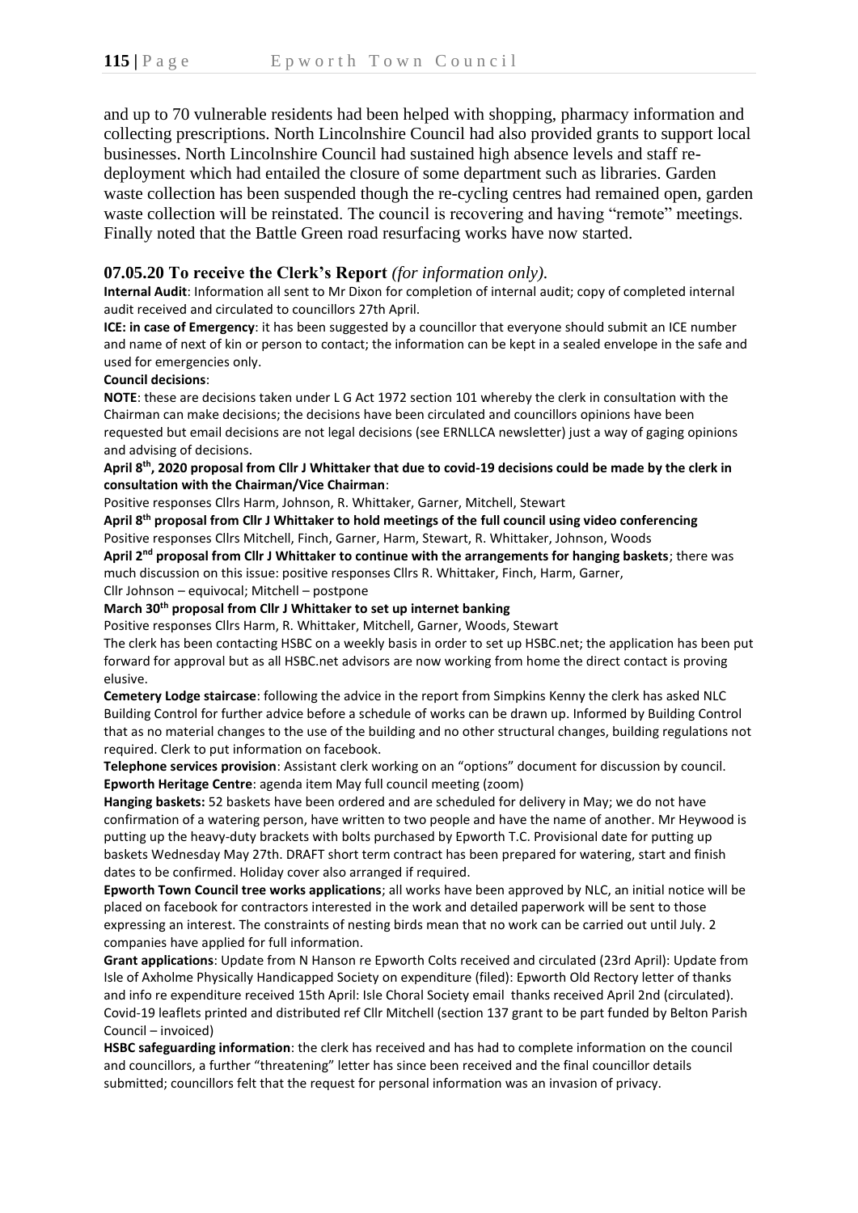and up to 70 vulnerable residents had been helped with shopping, pharmacy information and collecting prescriptions. North Lincolnshire Council had also provided grants to support local businesses. North Lincolnshire Council had sustained high absence levels and staff re-deployment which had entailed the closure of some department such as libraries. Garden waste collection has been suspended though the re-cycling centres had remained open, garden waste collection will be reinstated. The council is recovering and having "remote" meetings. Finally noted that the Battle Green road resurfacing works have now started.

### 07.05.20 To receive the Clerk's Report *(for information only).*

**Internal Audit**: Information all sent to Mr Dixon for completion of internal audit; copy of completed internal audit received and circulated to councillors 27th April.

**ICE: in case of Emergency**: it has been suggested by a councillor that everyone should submit an ICE number and name of next of kin or person to contact; the information can be kept in a sealed envelope in the safe and used for emergencies only.

**Council decisions**:

**NOTE**: these are decisions taken under L G Act 1972 section 101 whereby the clerk in consultation with the Chairman can make decisions; the decisions have been circulated and councillors opinions have been requested but email decisions are not legal decisions (see ERNLLCA newsletter) just a way of gaging opinions and advising of decisions.

**April 8th, 2020 proposal from Cllr J Whittaker that due to covid-19 decisions could be made by the clerk in consultation with the Chairman/Vice Chairman**:

Positive responses Cllrs Harm, Johnson, R. Whittaker, Garner, Mitchell, Stewart

**April 8th proposal from Cllr J Whittaker to hold meetings of the full council using video conferencing**

Positive responses Cllrs Mitchell, Finch, Garner, Harm, Stewart, R. Whittaker, Johnson, Woods

**April 2nd proposal from Cllr J Whittaker to continue with the arrangements for hanging baskets**; there was much discussion on this issue: positive responses Cllrs R. Whittaker, Finch, Harm, Garner,

Cllr Johnson – equivocal; Mitchell – postpone

**March 30th proposal from Cllr J Whittaker to set up internet banking**

Positive responses Cllrs Harm, R. Whittaker, Mitchell, Garner, Woods, Stewart

The clerk has been contacting HSBC on a weekly basis in order to set up HSBC.net; the application has been put forward for approval but as all HSBC.net advisors are now working from home the direct contact is proving elusive.

**Cemetery Lodge staircase**: following the advice in the report from Simpkins Kenny the clerk has asked NLC Building Control for further advice before a schedule of works can be drawn up. Informed by Building Control that as no material changes to the use of the building and no other structural changes, building regulations not required. Clerk to put information on facebook.

**Telephone services provision**: Assistant clerk working on an "options" document for discussion by council.

**Epworth Heritage Centre**: agenda item May full council meeting (zoom)

**Hanging baskets:** 52 baskets have been ordered and are scheduled for delivery in May; we do not have confirmation of a watering person, have written to two people and have the name of another. Mr Heywood is putting up the heavy-duty brackets with bolts purchased by Epworth T.C. Provisional date for putting up baskets Wednesday May 27th. DRAFT short term contract has been prepared for watering, start and finish dates to be confirmed. Holiday cover also arranged if required.

**Epworth Town Council tree works applications**; all works have been approved by NLC, an initial notice will be placed on facebook for contractors interested in the work and detailed paperwork will be sent to those expressing an interest. The constraints of nesting birds mean that no work can be carried out until July. 2 companies have applied for full information.

**Grant applications**: Update from N Hanson re Epworth Colts received and circulated (23rd April): Update from Isle of Axholme Physically Handicapped Society on expenditure (filed): Epworth Old Rectory letter of thanks and info re expenditure received 15th April: Isle Choral Society email thanks received April 2nd (circulated). Covid-19 leaflets printed and distributed ref Cllr Mitchell (section 137 grant to be part funded by Belton Parish Council – invoiced)

**HSBC safeguarding information**: the clerk has received and has had to complete information on the council and councillors, a further "threatening" letter has since been received and the final councillor details submitted; councillors felt that the request for personal information was an invasion of privacy.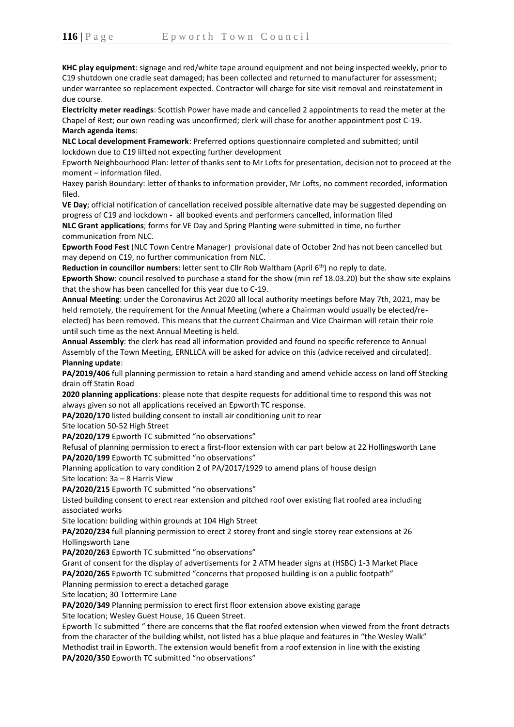**KHC play equipment**: signage and red/white tape around equipment and not being inspected weekly, prior to C19 shutdown one cradle seat damaged; has been collected and returned to manufacturer for assessment; under warrantee so replacement expected. Contractor will charge for site visit removal and reinstatement in due course.

**Electricity meter readings**: Scottish Power have made and cancelled 2 appointments to read the meter at the Chapel of Rest; our own reading was unconfirmed; clerk will chase for another appointment post C-19.

**March agenda items**:

**NLC Local development Framework**: Preferred options questionnaire completed and submitted; until lockdown due to C19 lifted not expecting further development

Epworth Neighbourhood Plan: letter of thanks sent to Mr Lofts for presentation, decision not to proceed at the moment – information filed.

Haxey parish Boundary: letter of thanks to information provider, Mr Lofts, no comment recorded, information filed.

**VE Day**; official notification of cancellation received possible alternative date may be suggested depending on progress of C19 and lockdown - all booked events and performers cancelled, information filed

**NLC Grant applications**; forms for VE Day and Spring Planting were submitted in time, no further communication from NLC.

**Epworth Food Fest** (NLC Town Centre Manager) provisional date of October 2nd has not been cancelled but may depend on C19, no further communication from NLC.

**Reduction in councillor numbers**: letter sent to Cllr Rob Waltham (April 6th) no reply to date.

**Epworth Show**: council resolved to purchase a stand for the show (min ref 18.03.20) but the show site explains that the show has been cancelled for this year due to C-19.

**Annual Meeting**: under the Coronavirus Act 2020 all local authority meetings before May 7th, 2021, may be held remotely, the requirement for the Annual Meeting (where a Chairman would usually be elected/re-elected) has been removed. This means that the current Chairman and Vice Chairman will retain their role until such time as the next Annual Meeting is held.

**Annual Assembly**: the clerk has read all information provided and found no specific reference to Annual Assembly of the Town Meeting, ERNLLCA will be asked for advice on this (advice received and circulated).

**Planning update**:

**PA/2019/406** full planning permission to retain a hard standing and amend vehicle access on land off Stecking drain off Statin Road

**2020 planning applications**: please note that despite requests for additional time to respond this was not always given so not all applications received an Epworth TC response.

**PA/2020/170** listed building consent to install air conditioning unit to rear

Site location 50-52 High Street

**PA/2020/179** Epworth TC submitted "no observations"

Refusal of planning permission to erect a first-floor extension with car part below at 22 Hollingsworth Lane

**PA/2020/199** Epworth TC submitted "no observations"

Planning application to vary condition 2 of PA/2017/1929 to amend plans of house design

Site location: 3a – 8 Harris View

**PA/2020/215** Epworth TC submitted "no observations"

Listed building consent to erect rear extension and pitched roof over existing flat roofed area including associated works

Site location: building within grounds at 104 High Street

**PA/2020/234** full planning permission to erect 2 storey front and single storey rear extensions at 26 Hollingsworth Lane

**PA/2020/263** Epworth TC submitted "no observations"

Grant of consent for the display of advertisements for 2 ATM header signs at (HSBC) 1-3 Market Place

**PA/2020/265** Epworth TC submitted "concerns that proposed building is on a public footpath"

Planning permission to erect a detached garage

Site location; 30 Tottermire Lane

**PA/2020/349** Planning permission to erect first floor extension above existing garage

Site location; Wesley Guest House, 16 Queen Street.

Epworth Tc submitted " there are concerns that the flat roofed extension when viewed from the front detracts from the character of the building whilst, not listed has a blue plaque and features in "the Wesley Walk" Methodist trail in Epworth. The extension would benefit from a roof extension in line with the existing

**PA/2020/350** Epworth TC submitted "no observations"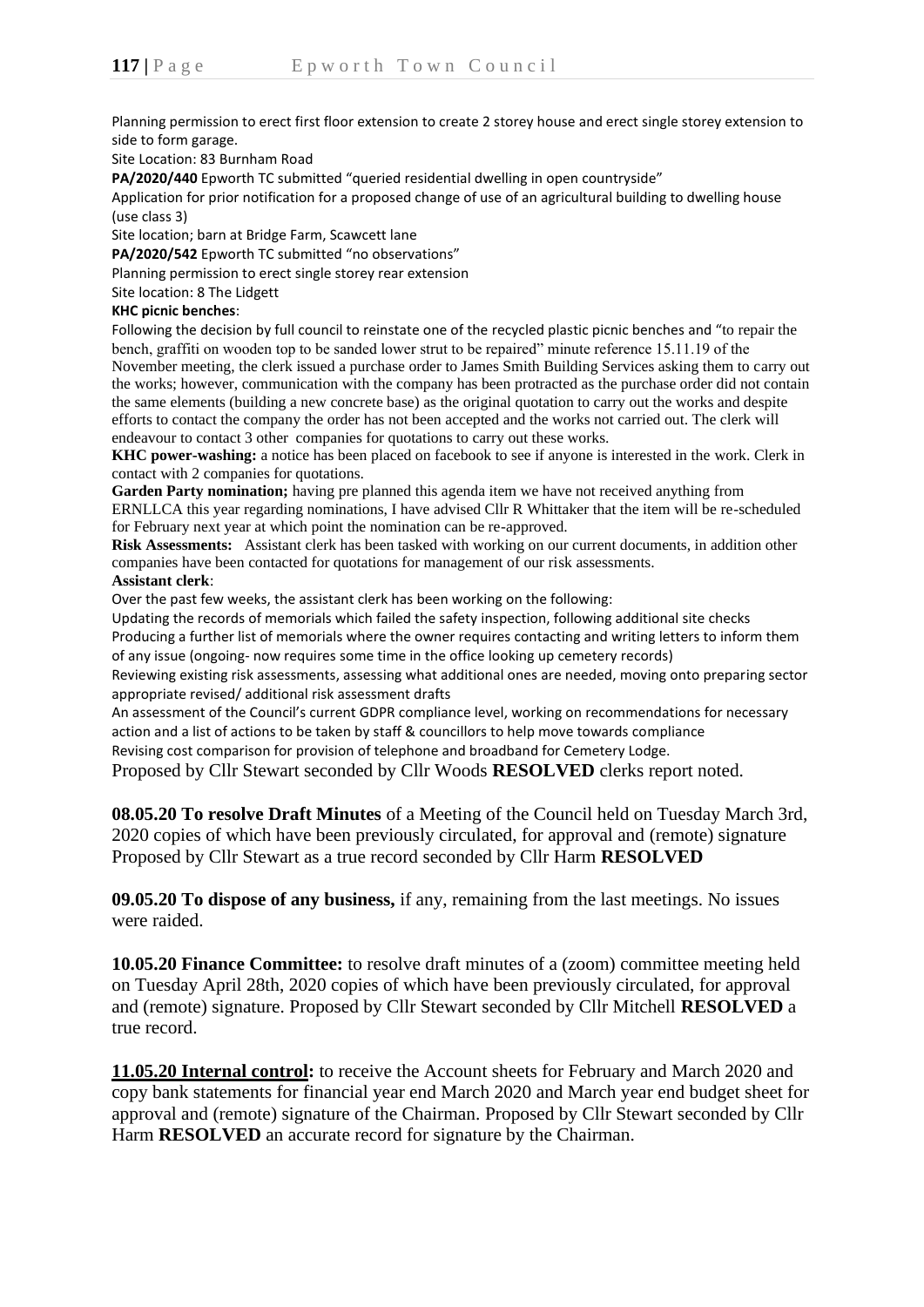Planning permission to erect first floor extension to create 2 storey house and erect single storey extension to side to form garage.

Site Location: 83 Burnham Road

**PA/2020/440** Epworth TC submitted "queried residential dwelling in open countryside"

Application for prior notification for a proposed change of use of an agricultural building to dwelling house (use class 3)

Site location; barn at Bridge Farm, Scawcett lane

**PA/2020/542** Epworth TC submitted "no observations"

Planning permission to erect single storey rear extension

Site location: 8 The Lidgett

**KHC picnic benches**:

Following the decision by full council to reinstate one of the recycled plastic picnic benches and "to repair the bench, graffiti on wooden top to be sanded lower strut to be repaired" minute reference 15.11.19 of the November meeting, the clerk issued a purchase order to James Smith Building Services asking them to carry out the works; however, communication with the company has been protracted as the purchase order did not contain the same elements (building a new concrete base) as the original quotation to carry out the works and despite efforts to contact the company the order has not been accepted and the works not carried out. The clerk will endeavour to contact 3 other companies for quotations to carry out these works.

**KHC power-washing:** a notice has been placed on facebook to see if anyone is interested in the work. Clerk in contact with 2 companies for quotations.

**Garden Party nomination;** having pre planned this agenda item we have not received anything from ERNLLCA this year regarding nominations, I have advised Cllr R Whittaker that the item will be re-scheduled for February next year at which point the nomination can be re-approved.

**Risk Assessments:** Assistant clerk has been tasked with working on our current documents, in addition other companies have been contacted for quotations for management of our risk assessments.

**Assistant clerk**:

Over the past few weeks, the assistant clerk has been working on the following:

Updating the records of memorials which failed the safety inspection, following additional site checks

Producing a further list of memorials where the owner requires contacting and writing letters to inform them of any issue (ongoing- now requires some time in the office looking up cemetery records)

Reviewing existing risk assessments, assessing what additional ones are needed, moving onto preparing sector appropriate revised/ additional risk assessment drafts

An assessment of the Council's current GDPR compliance level, working on recommendations for necessary action and a list of actions to be taken by staff & councillors to help move towards compliance

Revising cost comparison for provision of telephone and broadband for Cemetery Lodge.

Proposed by Cllr Stewart seconded by Cllr Woods **RESOLVED** clerks report noted.

**08.05.20 To resolve Draft Minutes** of a Meeting of the Council held on Tuesday March 3rd, 2020 copies of which have been previously circulated, for approval and (remote) signature Proposed by Cllr Stewart as a true record seconded by Cllr Harm **RESOLVED**

**09.05.20 To dispose of any business,** if any, remaining from the last meetings. No issues were raided.

**10.05.20 Finance Committee:** to resolve draft minutes of a (zoom) committee meeting held on Tuesday April 28th, 2020 copies of which have been previously circulated, for approval and (remote) signature. Proposed by Cllr Stewart seconded by Cllr Mitchell **RESOLVED** a true record.

**11.05.20 Internal control:** to receive the Account sheets for February and March 2020 and copy bank statements for financial year end March 2020 and March year end budget sheet for approval and (remote) signature of the Chairman. Proposed by Cllr Stewart seconded by Cllr Harm **RESOLVED** an accurate record for signature by the Chairman.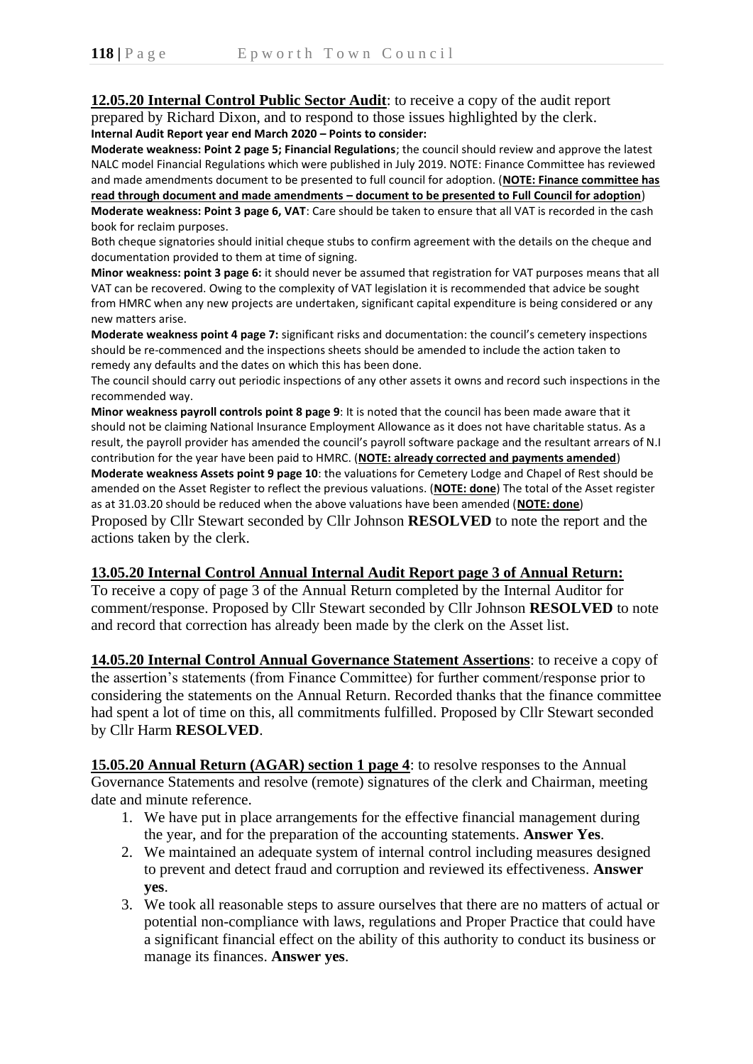**12.05.20 Internal Control Public Sector Audit**: to receive a copy of the audit report prepared by Richard Dixon, and to respond to those issues highlighted by the clerk.

**Internal Audit Report year end March 2020 – Points to consider:**

**Moderate weakness: Point 2 page 5; Financial Regulations**; the council should review and approve the latest NALC model Financial Regulations which were published in July 2019. NOTE: Finance Committee has reviewed and made amendments document to be presented to full council for adoption. (**NOTE: Finance committee has read through document and made amendments – document to be presented to Full Council for adoption**)

**Moderate weakness: Point 3 page 6, VAT**: Care should be taken to ensure that all VAT is recorded in the cash book for reclaim purposes.

Both cheque signatories should initial cheque stubs to confirm agreement with the details on the cheque and documentation provided to them at time of signing.

**Minor weakness: point 3 page 6:** it should never be assumed that registration for VAT purposes means that all VAT can be recovered. Owing to the complexity of VAT legislation it is recommended that advice be sought from HMRC when any new projects are undertaken, significant capital expenditure is being considered or any new matters arise.

**Moderate weakness point 4 page 7:** significant risks and documentation: the council's cemetery inspections should be re-commenced and the inspections sheets should be amended to include the action taken to remedy any defaults and the dates on which this has been done.

The council should carry out periodic inspections of any other assets it owns and record such inspections in the recommended way.

**Minor weakness payroll controls point 8 page 9**: It is noted that the council has been made aware that it should not be claiming National Insurance Employment Allowance as it does not have charitable status. As a result, the payroll provider has amended the council's payroll software package and the resultant arrears of N.I contribution for the year have been paid to HMRC. (**NOTE: already corrected and payments amended**)

**Moderate weakness Assets point 9 page 10**: the valuations for Cemetery Lodge and Chapel of Rest should be amended on the Asset Register to reflect the previous valuations. (**NOTE: done**) The total of the Asset register as at 31.03.20 should be reduced when the above valuations have been amended (**NOTE: done**)

Proposed by Cllr Stewart seconded by Cllr Johnson **RESOLVED** to note the report and the actions taken by the clerk.

**13.05.20 Internal Control Annual Internal Audit Report page 3 of Annual Return:**

To receive a copy of page 3 of the Annual Return completed by the Internal Auditor for comment/response. Proposed by Cllr Stewart seconded by Cllr Johnson **RESOLVED** to note and record that correction has already been made by the clerk on the Asset list.

**14.05.20 Internal Control Annual Governance Statement Assertions**: to receive a copy of the assertion's statements (from Finance Committee) for further comment/response prior to considering the statements on the Annual Return. Recorded thanks that the finance committee had spent a lot of time on this, all commitments fulfilled. Proposed by Cllr Stewart seconded by Cllr Harm **RESOLVED**.

**15.05.20 Annual Return (AGAR) section 1 page 4**: to resolve responses to the Annual Governance Statements and resolve (remote) signatures of the clerk and Chairman, meeting date and minute reference.

1. We have put in place arrangements for the effective financial management during the year, and for the preparation of the accounting statements. **Answer Yes**.
2. We maintained an adequate system of internal control including measures designed to prevent and detect fraud and corruption and reviewed its effectiveness. **Answer yes**.
3. We took all reasonable steps to assure ourselves that there are no matters of actual or potential non-compliance with laws, regulations and Proper Practice that could have a significant financial effect on the ability of this authority to conduct its business or manage its finances. **Answer yes**.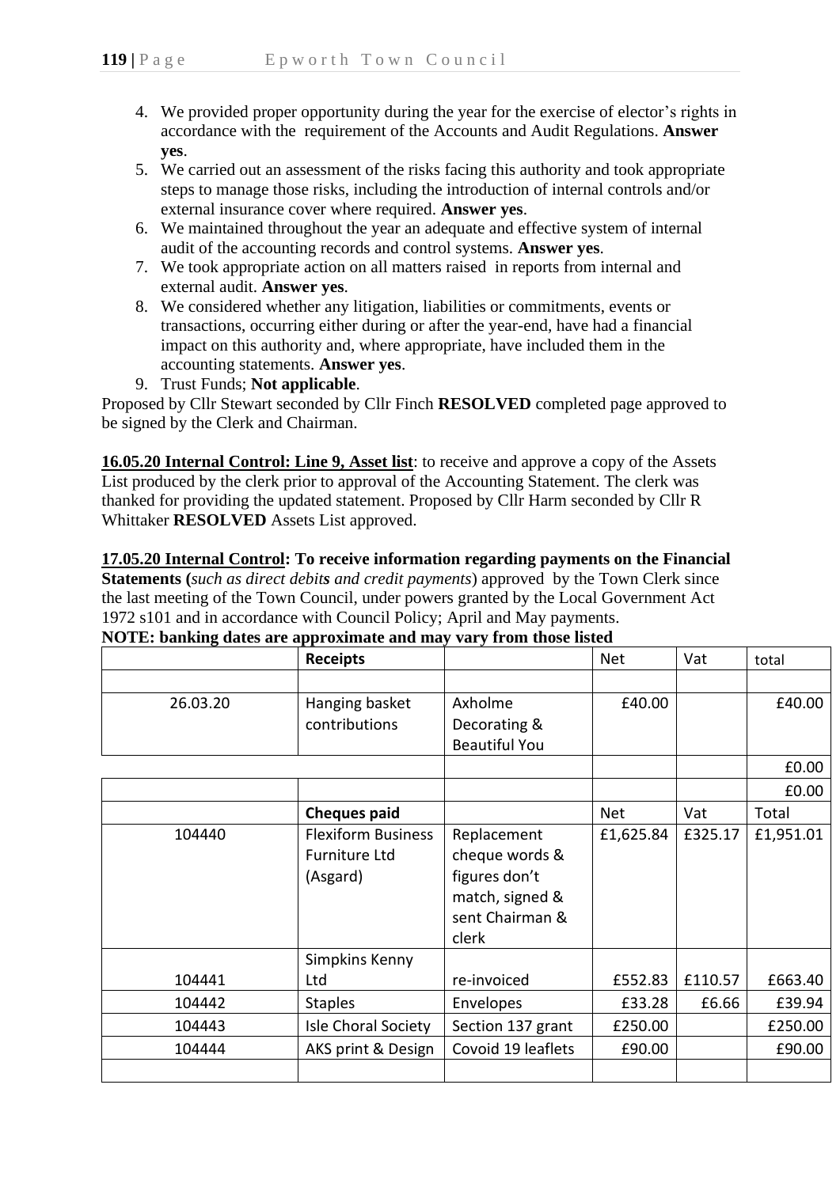4. We provided proper opportunity during the year for the exercise of elector's rights in accordance with the requirement of the Accounts and Audit Regulations. **Answer yes**.
5. We carried out an assessment of the risks facing this authority and took appropriate steps to manage those risks, including the introduction of internal controls and/or external insurance cover where required. **Answer yes**.
6. We maintained throughout the year an adequate and effective system of internal audit of the accounting records and control systems. **Answer yes**.
7. We took appropriate action on all matters raised in reports from internal and external audit. **Answer yes**.
8. We considered whether any litigation, liabilities or commitments, events or transactions, occurring either during or after the year-end, have had a financial impact on this authority and, where appropriate, have included them in the accounting statements. **Answer yes**.
9. Trust Funds; **Not applicable**.

Proposed by Cllr Stewart seconded by Cllr Finch **RESOLVED** completed page approved to be signed by the Clerk and Chairman.

**16.05.20 Internal Control: Line 9, Asset list**: to receive and approve a copy of the Assets List produced by the clerk prior to approval of the Accounting Statement. The clerk was thanked for providing the updated statement. Proposed by Cllr Harm seconded by Cllr R Whittaker **RESOLVED** Assets List approved.

**17.05.20 Internal Control: To receive information regarding payments on the Financial Statements (***such as direct debits and credit payments***)** approved by the Town Clerk since the last meeting of the Town Council, under powers granted by the Local Government Act 1972 s101 and in accordance with Council Policy; April and May payments.

**NOTE: banking dates are approximate and may vary from those listed**

| | **Receipts** | | Net | Vat | total |
|---|---|---|---|---|---|
| | | | | | |
| 26.03.20 | Hanging basket contributions | Axholme Decorating & Beautiful You | £40.00 | | £40.00 |
| | | | | | £0.00 |
| | | | | | £0.00 |
| | **Cheques paid** | | Net | Vat | Total |
| 104440 | Flexiform Business Furniture Ltd (Asgard) | Replacement cheque words & figures don't match, signed & sent Chairman & clerk | £1,625.84 | £325.17 | £1,951.01 |
| 104441 | Simpkins Kenny Ltd | re-invoiced | £552.83 | £110.57 | £663.40 |
| 104442 | Staples | Envelopes | £33.28 | £6.66 | £39.94 |
| 104443 | Isle Choral Society | Section 137 grant | £250.00 | | £250.00 |
| 104444 | AKS print & Design | Covoid 19 leaflets | £90.00 | | £90.00 |
| | | | | | |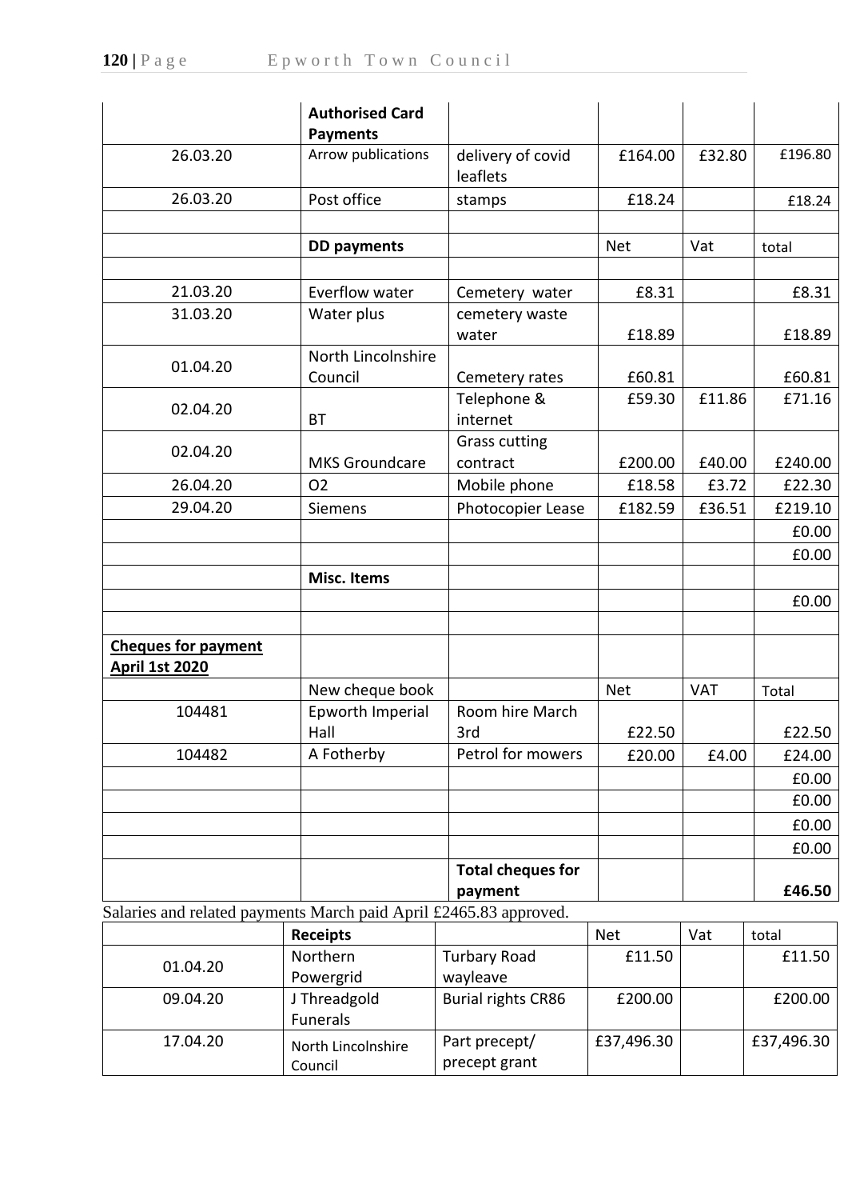| | **Authorised Card Payments** | | | | |
|---|---|---|---|---|---|
| 26.03.20 | Arrow publications | delivery of covid leaflets | £164.00 | £32.80 | £196.80 |
| 26.03.20 | Post office | stamps | £18.24 | | £18.24 |
| | | | | | |
| | **DD payments** | | Net | Vat | total |
| | | | | | |
| 21.03.20 | Everflow water | Cemetery water | £8.31 | | £8.31 |
| 31.03.20 | Water plus | cemetery waste water | £18.89 | | £18.89 |
| 01.04.20 | North Lincolnshire Council | Cemetery rates | £60.81 | | £60.81 |
| 02.04.20 | BT | Telephone & internet | £59.30 | £11.86 | £71.16 |
| 02.04.20 | MKS Groundcare | Grass cutting contract | £200.00 | £40.00 | £240.00 |
| 26.04.20 | O2 | Mobile phone | £18.58 | £3.72 | £22.30 |
| 29.04.20 | Siemens | Photocopier Lease | £182.59 | £36.51 | £219.10 |
| | | | | | £0.00 |
| | | | | | £0.00 |
| | **Misc. Items** | | | | |
| | | | | | £0.00 |
| | | | | | |
| **Cheques for payment April 1st 2020** | | | | | |
| | New cheque book | | Net | VAT | Total |
| 104481 | Epworth Imperial Hall | Room hire March 3rd | £22.50 | | £22.50 |
| 104482 | A Fotherby | Petrol for mowers | £20.00 | £4.00 | £24.00 |
| | | | | | £0.00 |
| | | | | | £0.00 |
| | | | | | £0.00 |
| | | | | | £0.00 |
| | | **Total cheques for payment** | | | **£46.50** |

Salaries and related payments March paid April £2465.83 approved.

| | **Receipts** | | Net | Vat | total |
|---|---|---|---|---|---|
| 01.04.20 | Northern Powergrid | Turbary Road wayleave | £11.50 | | £11.50 |
| 09.04.20 | J Threadgold Funerals | Burial rights CR86 | £200.00 | | £200.00 |
| 17.04.20 | North Lincolnshire Council | Part precept/ precept grant | £37,496.30 | | £37,496.30 |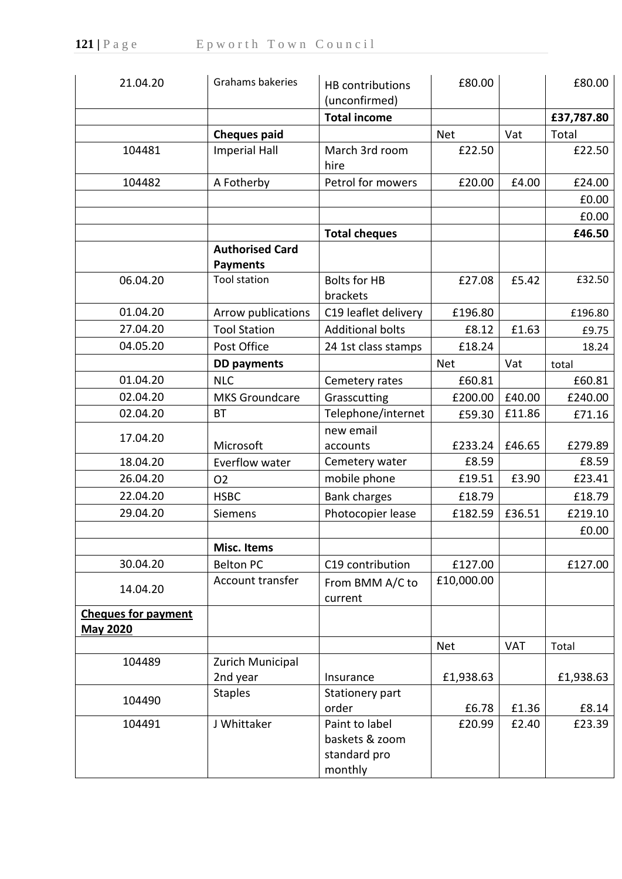| | | | | | |
|---|---|---|---|---|---|
| 21.04.20 | Grahams bakeries | HB contributions (unconfirmed) | £80.00 | | £80.00 |
| | | **Total income** | | | **£37,787.80** |
| | **Cheques paid** | | Net | Vat | Total |
| 104481 | Imperial Hall | March 3rd room hire | £22.50 | | £22.50 |
| 104482 | A Fotherby | Petrol for mowers | £20.00 | £4.00 | £24.00 |
| | | | | | £0.00 |
| | | | | | £0.00 |
| | | **Total cheques** | | | **£46.50** |
| | **Authorised Card Payments** | | | | |
| 06.04.20 | Tool station | Bolts for HB brackets | £27.08 | £5.42 | £32.50 |
| 01.04.20 | Arrow publications | C19 leaflet delivery | £196.80 | | £196.80 |
| 27.04.20 | Tool Station | Additional bolts | £8.12 | £1.63 | £9.75 |
| 04.05.20 | Post Office | 24 1st class stamps | £18.24 | | 18.24 |
| | **DD payments** | | Net | Vat | total |
| 01.04.20 | NLC | Cemetery rates | £60.81 | | £60.81 |
| 02.04.20 | MKS Groundcare | Grasscutting | £200.00 | £40.00 | £240.00 |
| 02.04.20 | BT | Telephone/internet | £59.30 | £11.86 | £71.16 |
| 17.04.20 | Microsoft | new email accounts | £233.24 | £46.65 | £279.89 |
| 18.04.20 | Everflow water | Cemetery water | £8.59 | | £8.59 |
| 26.04.20 | O2 | mobile phone | £19.51 | £3.90 | £23.41 |
| 22.04.20 | HSBC | Bank charges | £18.79 | | £18.79 |
| 29.04.20 | Siemens | Photocopier lease | £182.59 | £36.51 | £219.10 |
| | | | | | £0.00 |
| | **Misc. Items** | | | | |
| 30.04.20 | Belton PC | C19 contribution | £127.00 | | £127.00 |
| 14.04.20 | Account transfer | From BMM A/C to current | £10,000.00 | | |
| **Cheques for payment May 2020** | | | | | |
| | | | Net | VAT | Total |
| 104489 | Zurich Municipal 2nd year | Insurance | £1,938.63 | | £1,938.63 |
| 104490 | Staples | Stationery part order | £6.78 | £1.36 | £8.14 |
| 104491 | J Whittaker | Paint to label baskets & zoom standard pro monthly | £20.99 | £2.40 | £23.39 |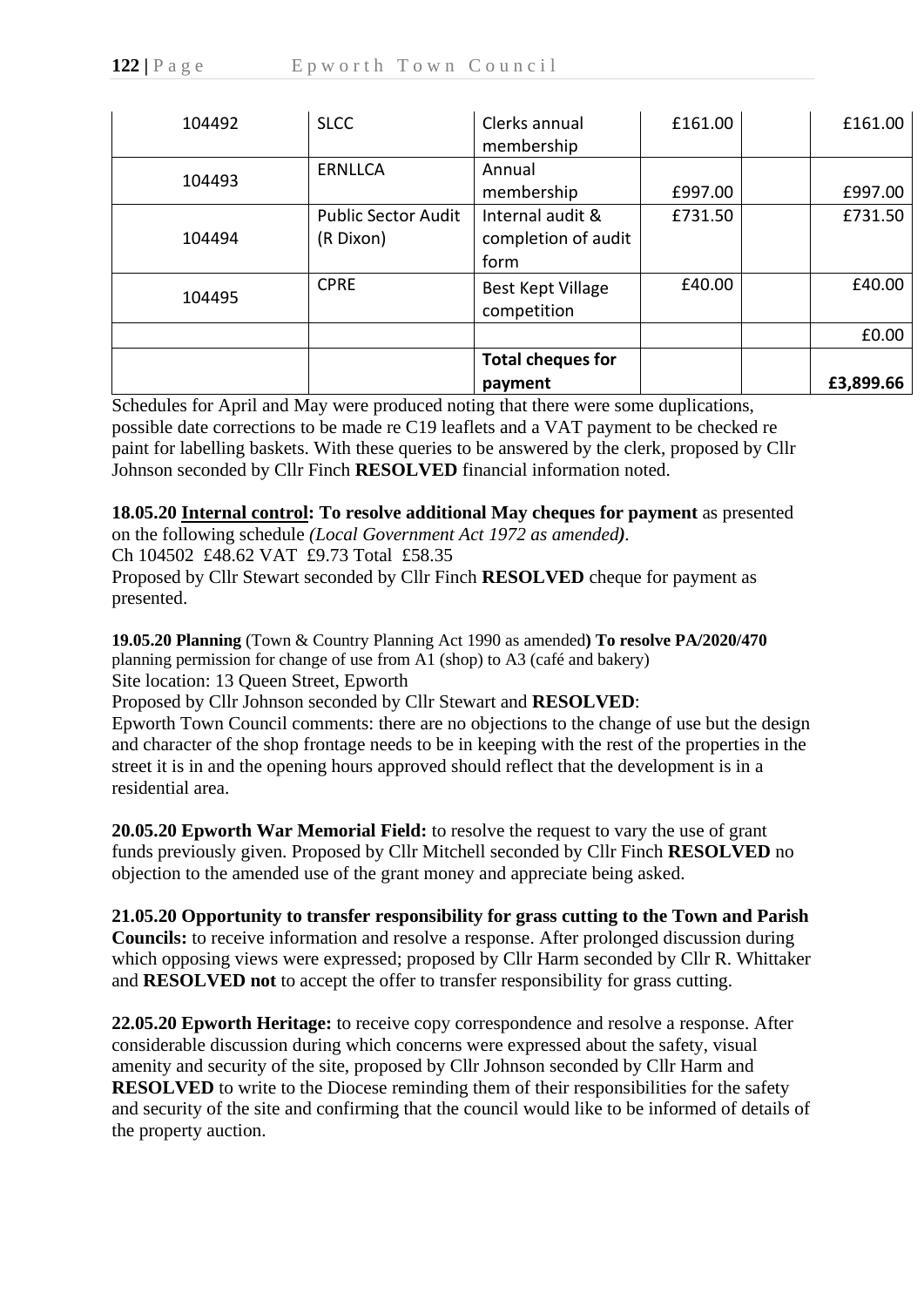| 104492 | SLCC | Clerks annual membership | £161.00 | | £161.00 |
|---|---|---|---|---|---|
| 104493 | ERNLLCA | Annual membership | £997.00 | | £997.00 |
| 104494 | Public Sector Audit (R Dixon) | Internal audit & completion of audit form | £731.50 | | £731.50 |
| 104495 | CPRE | Best Kept Village competition | £40.00 | | £40.00 |
| | | | | | £0.00 |
| | | **Total cheques for payment** | | | **£3,899.66** |

Schedules for April and May were produced noting that there were some duplications, possible date corrections to be made re C19 leaflets and a VAT payment to be checked re paint for labelling baskets. With these queries to be answered by the clerk, proposed by Cllr Johnson seconded by Cllr Finch **RESOLVED** financial information noted.

**18.05.20 <u>Internal control</u>: To resolve additional May cheques for payment** as presented on the following schedule *(Local Government Act 1972 as amended)*.

Ch 104502 £48.62 VAT £9.73 Total £58.35

Proposed by Cllr Stewart seconded by Cllr Finch **RESOLVED** cheque for payment as presented.

**19.05.20 Planning** (Town & Country Planning Act 1990 as amended**) To resolve PA/2020/470** planning permission for change of use from A1 (shop) to A3 (café and bakery)

Site location: 13 Queen Street, Epworth

Proposed by Cllr Johnson seconded by Cllr Stewart and **RESOLVED**:

Epworth Town Council comments: there are no objections to the change of use but the design and character of the shop frontage needs to be in keeping with the rest of the properties in the street it is in and the opening hours approved should reflect that the development is in a residential area.

**20.05.20 Epworth War Memorial Field:** to resolve the request to vary the use of grant funds previously given. Proposed by Cllr Mitchell seconded by Cllr Finch **RESOLVED** no objection to the amended use of the grant money and appreciate being asked.

**21.05.20 Opportunity to transfer responsibility for grass cutting to the Town and Parish Councils:** to receive information and resolve a response. After prolonged discussion during which opposing views were expressed; proposed by Cllr Harm seconded by Cllr R. Whittaker and **RESOLVED not** to accept the offer to transfer responsibility for grass cutting.

**22.05.20 Epworth Heritage:** to receive copy correspondence and resolve a response. After considerable discussion during which concerns were expressed about the safety, visual amenity and security of the site, proposed by Cllr Johnson seconded by Cllr Harm and **RESOLVED** to write to the Diocese reminding them of their responsibilities for the safety and security of the site and confirming that the council would like to be informed of details of the property auction.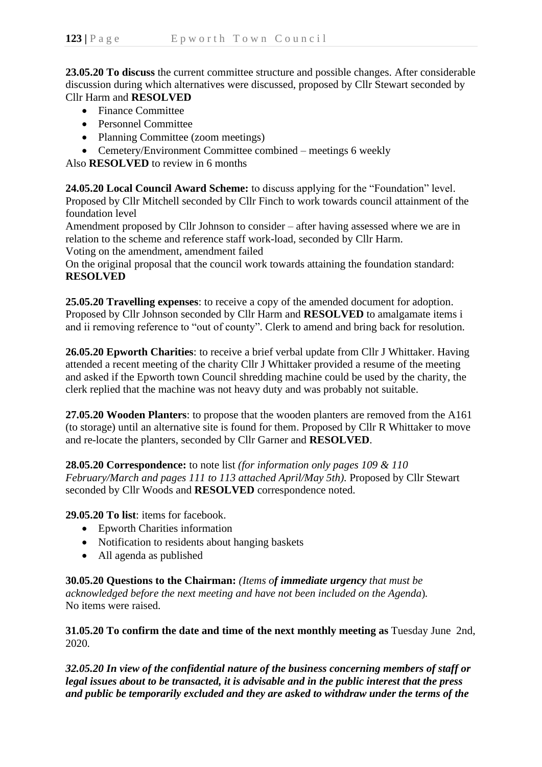**23.05.20 To discuss** the current committee structure and possible changes. After considerable discussion during which alternatives were discussed, proposed by Cllr Stewart seconded by Cllr Harm and **RESOLVED**

- Finance Committee
- Personnel Committee
- Planning Committee (zoom meetings)
- Cemetery/Environment Committee combined – meetings 6 weekly

Also **RESOLVED** to review in 6 months

**24.05.20 Local Council Award Scheme:** to discuss applying for the "Foundation" level. Proposed by Cllr Mitchell seconded by Cllr Finch to work towards council attainment of the foundation level

Amendment proposed by Cllr Johnson to consider – after having assessed where we are in relation to the scheme and reference staff work-load, seconded by Cllr Harm.

Voting on the amendment, amendment failed

On the original proposal that the council work towards attaining the foundation standard: **RESOLVED**

**25.05.20 Travelling expenses**: to receive a copy of the amended document for adoption. Proposed by Cllr Johnson seconded by Cllr Harm and **RESOLVED** to amalgamate items i and ii removing reference to "out of county". Clerk to amend and bring back for resolution.

**26.05.20 Epworth Charities**: to receive a brief verbal update from Cllr J Whittaker. Having attended a recent meeting of the charity Cllr J Whittaker provided a resume of the meeting and asked if the Epworth town Council shredding machine could be used by the charity, the clerk replied that the machine was not heavy duty and was probably not suitable.

**27.05.20 Wooden Planters**: to propose that the wooden planters are removed from the A161 (to storage) until an alternative site is found for them. Proposed by Cllr R Whittaker to move and re-locate the planters, seconded by Cllr Garner and **RESOLVED**.

**28.05.20 Correspondence:** to note list *(for information only pages 109 & 110 February/March and pages 111 to 113 attached April/May 5th).* Proposed by Cllr Stewart seconded by Cllr Woods and **RESOLVED** correspondence noted.

**29.05.20 To list**: items for facebook.

- Epworth Charities information
- Notification to residents about hanging baskets
- All agenda as published

**30.05.20 Questions to the Chairman:** *(Items o**f immediate urgency** that must be acknowledged before the next meeting and have not been included on the Agenda).*
No items were raised.

**31.05.20 To confirm the date and time of the next monthly meeting as** Tuesday June 2nd, 2020.

***32.05.20 In view of the confidential nature of the business concerning members of staff or legal issues about to be transacted, it is advisable and in the public interest that the press and public be temporarily excluded and they are asked to withdraw under the terms of the***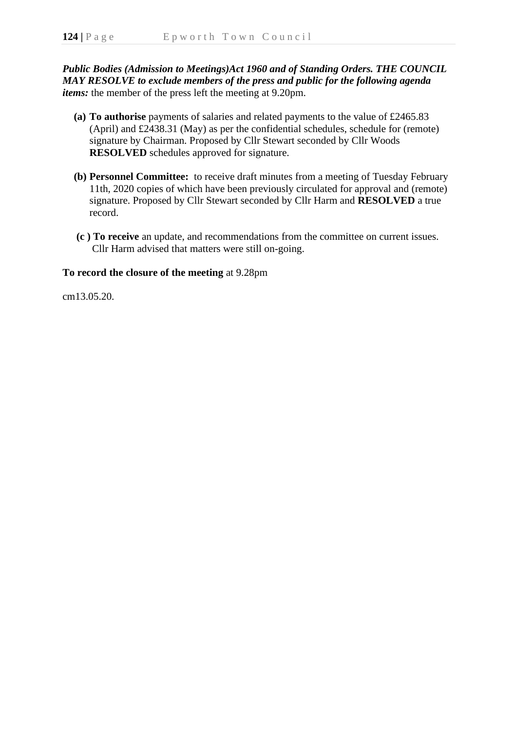***Public Bodies (Admission to Meetings)Act 1960 and of Standing Orders. THE COUNCIL MAY RESOLVE to exclude members of the press and public for the following agenda items:*** the member of the press left the meeting at 9.20pm.

**(a) To authorise** payments of salaries and related payments to the value of £2465.83 (April) and £2438.31 (May) as per the confidential schedules, schedule for (remote) signature by Chairman. Proposed by Cllr Stewart seconded by Cllr Woods **RESOLVED** schedules approved for signature.

**(b) Personnel Committee:** to receive draft minutes from a meeting of Tuesday February 11th, 2020 copies of which have been previously circulated for approval and (remote) signature. Proposed by Cllr Stewart seconded by Cllr Harm and **RESOLVED** a true record.

**(c ) To receive** an update, and recommendations from the committee on current issues. Cllr Harm advised that matters were still on-going.

**To record the closure of the meeting** at 9.28pm

cm13.05.20.